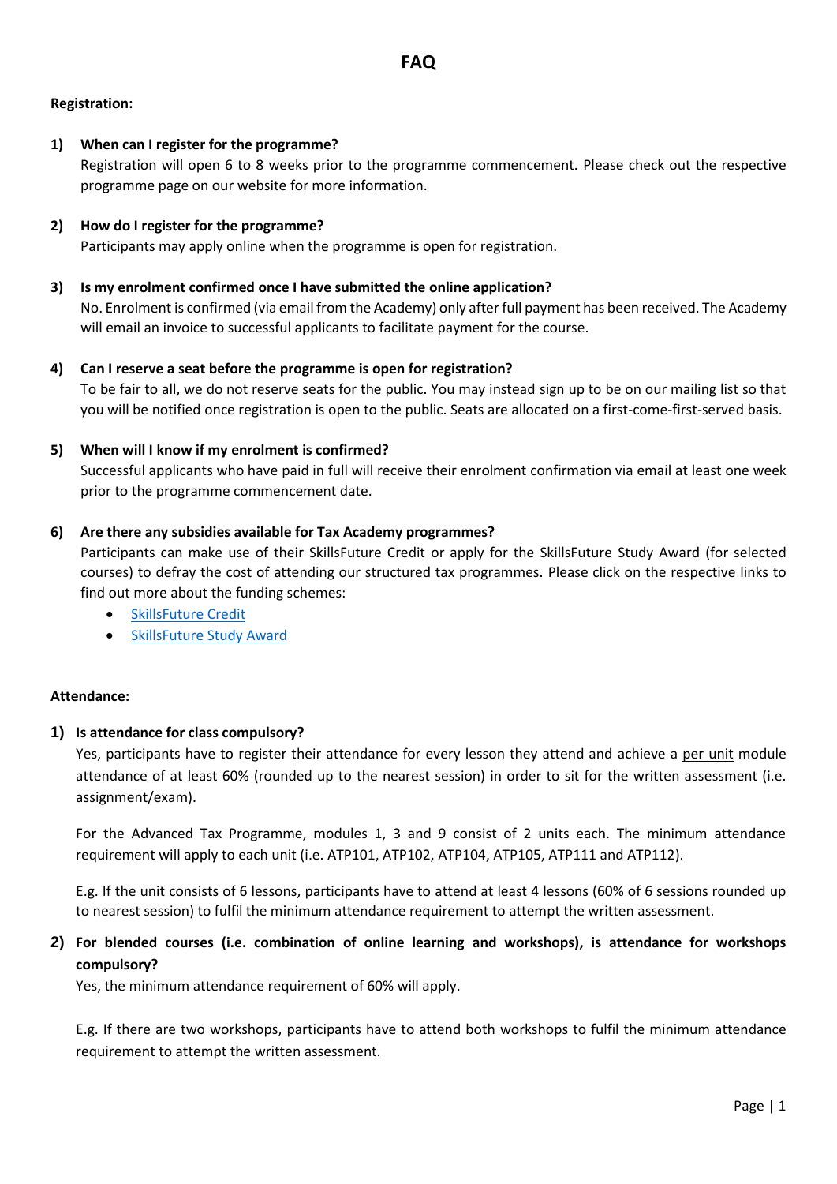# FAQ

**Registration:**

**1) When can I register for the programme?**

Registration will open 6 to 8 weeks prior to the programme commencement. Please check out the respective programme page on our website for more information.

**2) How do I register for the programme?**

Participants may apply online when the programme is open for registration.

**3) Is my enrolment confirmed once I have submitted the online application?**

No. Enrolment is confirmed (via email from the Academy) only after full payment has been received. The Academy will email an invoice to successful applicants to facilitate payment for the course.

**4) Can I reserve a seat before the programme is open for registration?**

To be fair to all, we do not reserve seats for the public. You may instead sign up to be on our mailing list so that you will be notified once registration is open to the public. Seats are allocated on a first-come-first-served basis.

**5) When will I know if my enrolment is confirmed?**

Successful applicants who have paid in full will receive their enrolment confirmation via email at least one week prior to the programme commencement date.

**6) Are there any subsidies available for Tax Academy programmes?**

Participants can make use of their SkillsFuture Credit or apply for the SkillsFuture Study Award (for selected courses) to defray the cost of attending our structured tax programmes. Please click on the respective links to find out more about the funding schemes:

- SkillsFuture Credit
- SkillsFuture Study Award

**Attendance:**

**1) Is attendance for class compulsory?**

Yes, participants have to register their attendance for every lesson they attend and achieve a per unit module attendance of at least 60% (rounded up to the nearest session) in order to sit for the written assessment (i.e. assignment/exam).

For the Advanced Tax Programme, modules 1, 3 and 9 consist of 2 units each. The minimum attendance requirement will apply to each unit (i.e. ATP101, ATP102, ATP104, ATP105, ATP111 and ATP112).

E.g. If the unit consists of 6 lessons, participants have to attend at least 4 lessons (60% of 6 sessions rounded up to nearest session) to fulfil the minimum attendance requirement to attempt the written assessment.

**2) For blended courses (i.e. combination of online learning and workshops), is attendance for workshops compulsory?**

Yes, the minimum attendance requirement of 60% will apply.

E.g. If there are two workshops, participants have to attend both workshops to fulfil the minimum attendance requirement to attempt the written assessment.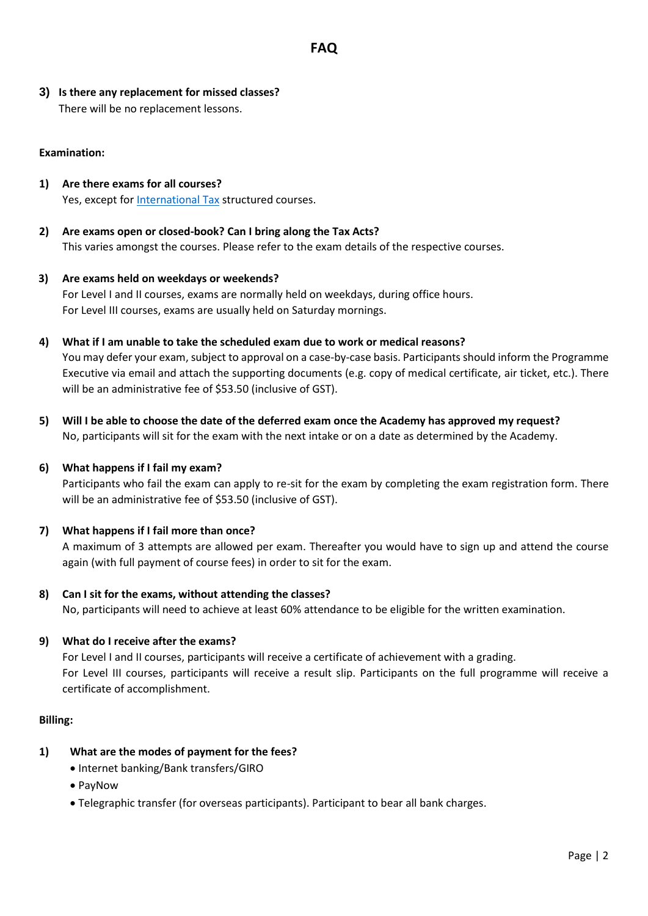# FAQ

**3) Is there any replacement for missed classes?**

There will be no replacement lessons.

**Examination:**

**1) Are there exams for all courses?**

Yes, except for International Tax structured courses.

**2) Are exams open or closed-book? Can I bring along the Tax Acts?**

This varies amongst the courses. Please refer to the exam details of the respective courses.

**3) Are exams held on weekdays or weekends?**

For Level I and II courses, exams are normally held on weekdays, during office hours.
For Level III courses, exams are usually held on Saturday mornings.

**4) What if I am unable to take the scheduled exam due to work or medical reasons?**

You may defer your exam, subject to approval on a case-by-case basis. Participants should inform the Programme Executive via email and attach the supporting documents (e.g. copy of medical certificate, air ticket, etc.). There will be an administrative fee of $53.50 (inclusive of GST).

**5) Will I be able to choose the date of the deferred exam once the Academy has approved my request?**

No, participants will sit for the exam with the next intake or on a date as determined by the Academy.

**6) What happens if I fail my exam?**

Participants who fail the exam can apply to re-sit for the exam by completing the exam registration form. There will be an administrative fee of $53.50 (inclusive of GST).

**7) What happens if I fail more than once?**

A maximum of 3 attempts are allowed per exam. Thereafter you would have to sign up and attend the course again (with full payment of course fees) in order to sit for the exam.

**8) Can I sit for the exams, without attending the classes?**

No, participants will need to achieve at least 60% attendance to be eligible for the written examination.

**9) What do I receive after the exams?**

For Level I and II courses, participants will receive a certificate of achievement with a grading.
For Level III courses, participants will receive a result slip. Participants on the full programme will receive a certificate of accomplishment.

**Billing:**

**1) What are the modes of payment for the fees?**

- Internet banking/Bank transfers/GIRO
- PayNow
- Telegraphic transfer (for overseas participants). Participant to bear all bank charges.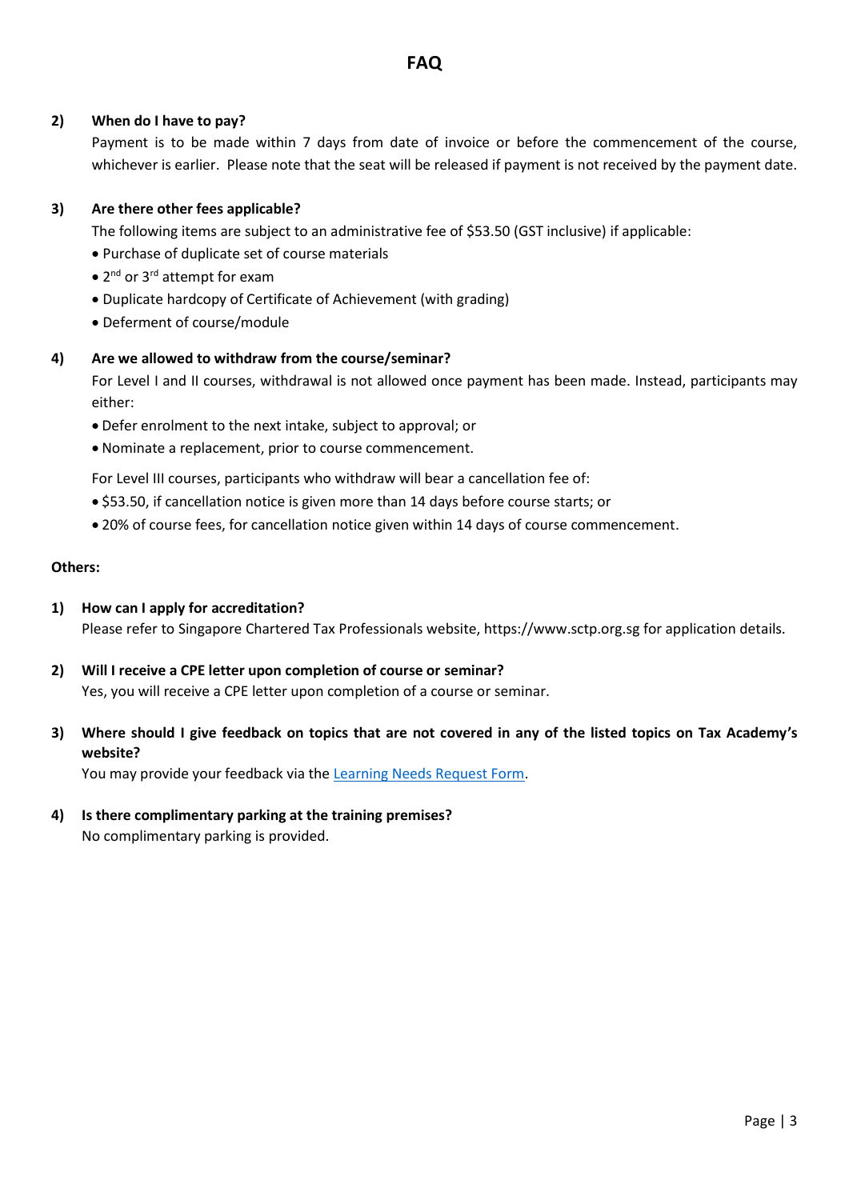# FAQ

**2) When do I have to pay?**

Payment is to be made within 7 days from date of invoice or before the commencement of the course, whichever is earlier. Please note that the seat will be released if payment is not received by the payment date.

**3) Are there other fees applicable?**

The following items are subject to an administrative fee of $53.50 (GST inclusive) if applicable:

- Purchase of duplicate set of course materials
- 2nd or 3rd attempt for exam
- Duplicate hardcopy of Certificate of Achievement (with grading)
- Deferment of course/module

**4) Are we allowed to withdraw from the course/seminar?**

For Level I and II courses, withdrawal is not allowed once payment has been made. Instead, participants may either:

- Defer enrolment to the next intake, subject to approval; or
- Nominate a replacement, prior to course commencement.

For Level III courses, participants who withdraw will bear a cancellation fee of:

- $53.50, if cancellation notice is given more than 14 days before course starts; or
- 20% of course fees, for cancellation notice given within 14 days of course commencement.

**Others:**

**1) How can I apply for accreditation?**

Please refer to Singapore Chartered Tax Professionals website, https://www.sctp.org.sg for application details.

**2) Will I receive a CPE letter upon completion of course or seminar?**

Yes, you will receive a CPE letter upon completion of a course or seminar.

**3) Where should I give feedback on topics that are not covered in any of the listed topics on Tax Academy's website?**

You may provide your feedback via the Learning Needs Request Form.

**4) Is there complimentary parking at the training premises?**

No complimentary parking is provided.